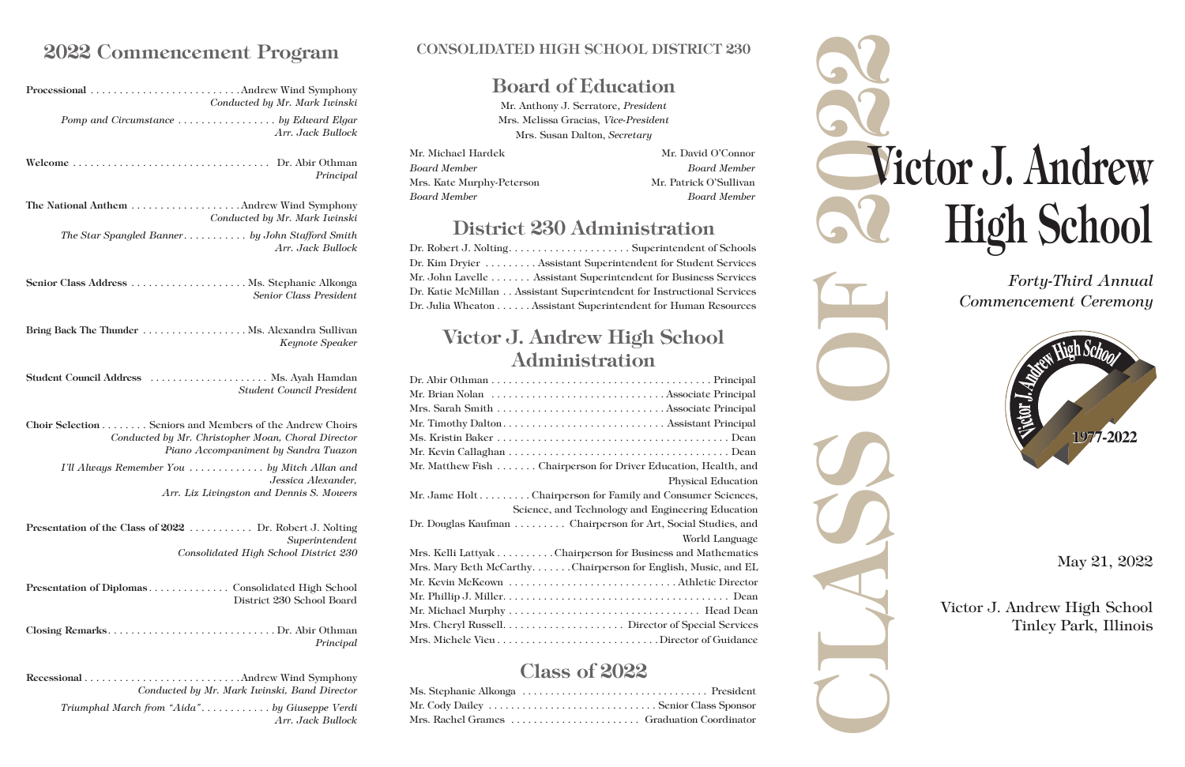## 2022 Commencement Program

**Processional** .......................... Andrew Wind Symphony
*Conducted by Mr. Mark Iwinski*

*Pomp and Circumstance* ................. *by Edward Elgar*
*Arr. Jack Bullock*

**Welcome** .................................. Dr. Abir Othman
*Principal*

**The National Anthem** ................... Andrew Wind Symphony
*Conducted by Mr. Mark Iwinski*

*The Star Spangled Banner* ........... *by John Stafford Smith*
*Arr. Jack Bullock*

**Senior Class Address** .................... Ms. Stephanie Alkonga
*Senior Class President*

**Bring Back The Thunder** .................. Ms. Alexandra Sullivan
*Keynote Speaker*

**Student Council Address** ..................... Ms. Ayah Hamdan
*Student Council President*

**Choir Selection** ........ Seniors and Members of the Andrew Choirs
*Conducted by Mr. Christopher Moan, Choral Director*
*Piano Accompaniment by Sandra Tuazon*

*I'll Always Remember You* ............. *by Mitch Allan and Jessica Alexander,*
*Arr. Liz Livingston and Dennis S. Mowers*

**Presentation of the Class of 2022** ........... Dr. Robert J. Nolting
*Superintendent*
*Consolidated High School District 230*

**Presentation of Diplomas** .............. Consolidated High School District 230 School Board

**Closing Remarks** ............................. Dr. Abir Othman
*Principal*

**Recessional** ........................... Andrew Wind Symphony
*Conducted by Mr. Mark Iwinski, Band Director*

*Triumphal March from "Aida"* ............ *by Giuseppe Verdi*
*Arr. Jack Bullock*

**CONSOLIDATED HIGH SCHOOL DISTRICT 230**

## Board of Education

Mr. Anthony J. Serratore, *President*
Mrs. Melissa Gracias, *Vice-President*
Mrs. Susan Dalton, *Secretary*

Mr. Michael Hardek, *Board Member*
Mr. David O'Connor, *Board Member*
Mrs. Kate Murphy-Peterson, *Board Member*
Mr. Patrick O'Sullivan, *Board Member*

## District 230 Administration

Dr. Robert J. Nolting..................... Superintendent of Schools
Dr. Kim Dryier ......... Assistant Superintendent for Student Services
Mr. John Lavelle ....... Assistant Superintendent for Business Services
Dr. Katie McMillan .. Assistant Superintendent for Instructional Services
Dr. Julia Wheaton ...... Assistant Superintendent for Human Resources

## Victor J. Andrew High School Administration

Dr. Abir Othman ..................................... Principal
Mr. Brian Nolan ............................. Associate Principal
Mrs. Sarah Smith ............................. Associate Principal
Mr. Timothy Dalton............................ Assistant Principal
Ms. Kristin Baker ........................................ Dean
Mr. Kevin Callaghan ...................................... Dean
Mr. Matthew Fish ....... Chairperson for Driver Education, Health, and Physical Education
Mr. Jame Holt......... Chairperson for Family and Consumer Sciences, Science, and Technology and Engineering Education
Dr. Douglas Kaufman ......... Chairperson for Art, Social Studies, and World Language
Mrs. Kelli Lattyak .......... Chairperson for Business and Mathematics
Mrs. Mary Beth McCarthy....... Chairperson for English, Music, and EL
Mr. Kevin McKeown ............................. Athletic Director
Mr. Phillip J. Miller....................................... Dean
Mr. Michael Murphy ................................. Head Dean
Mrs. Cheryl Russell..................... Director of Special Services
Mrs. Michele Vieu ............................ Director of Guidance

## Class of 2022

Ms. Stephanie Alkonga ................................. President
Mr. Cody Dailey ............................. Senior Class Sponsor
Mrs. Rachel Grames ....................... Graduation Coordinator

CLASS OF 2022

# Victor J. Andrew High School

*Forty-Third Annual Commencement Ceremony*

Victor J. Andrew High School 1977-2022

May 21, 2022

Victor J. Andrew High School
Tinley Park, Illinois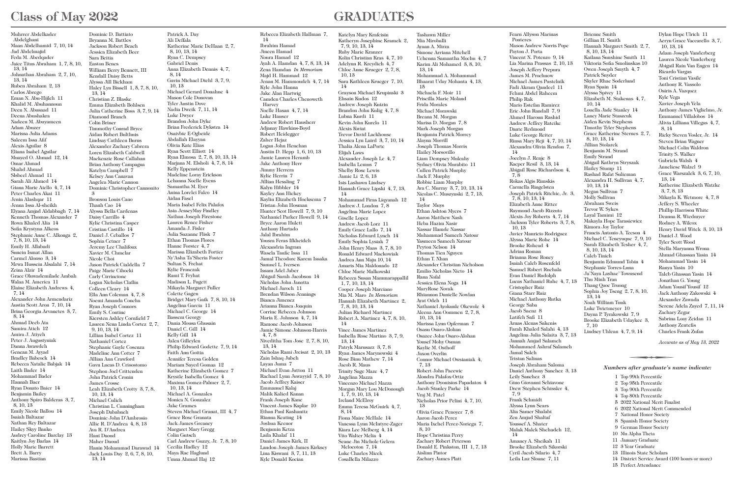# Class of May 2022 GRADUATES

Muhrrer Abdelkader Abdelghani
Maan Abdelhamid 7, 10, 14
Jad Abdelmajid
Feda M. Abedqader
Jaice Titus Abraham 1, 7, 8, 10, 13, 14
Johnathan Abraham 2, 7, 10, 13, 14
Ruben Abraham 2, 13
Carlos Abrego
Eman N. Abu-Hijleh 11
Khalid M. Abuhannoun
Deen N. Abusaad 11
Deena Abushakra
Nadeen M. Abuyameen
Adam Abuzer
Marissa Julia Adams
Saleem Issa Afif
Alexis Aguilar 8
Eliana Isabel Aguilar
Muayed O. Ahmad 12, 14
Omar Ahmad
Shahd Ahmad
Slsbeel Ahmad 11
Sarah Ali Ahmed 14
Giana Marie Aiello 4, 7, 14
Peter Charles Akai 11
Jenin Alashqar 11
Jenna Issa Al-sheikh
Elyana Amjad Aldabbagh 7, 14
Kenneth Thomas Alexander 7
Rowa Khaled Alia 14
Sofia Krystyna Alkeos
Stephanie Anne C. Alkonga 2, 7, 8, 10, 13, 14
Emily H. Allabadi
Sunein Ismat Allan
Carmel Alonso 3, 14
Mrwa Hussein Alsalahi 7, 14
Zeina Alzir 14
Grace Oluwademilade Ambah
Walaa M. America 11
Elaine Elizabeth Andrews 4, 7, 14
Alexander John Armendariz
Austin Scott Aron 7, 10, 14
Brina Georgia Arvanetes 3, 7, 8, 14
Ahmad Deeb Ata
Samira Atieh 12
Amira J. Atiyeh
Peter J. Augustyniak
Danna Awawdeh
Genean M. Ayyad
Bradley Babcock 14
Rebecca Natalie Babjak 14
Laith Bader 14
Mohammad Bader
Hannah Baer
Ryan Donato Baier 14
Benjamin Bailey
Anthony Spiro Balderas 3, 7, 8, 10, 13
Emily Nicole Ballou 14
Isaiah Baltazar
Nathan Rey Baltazar
Hailey Skyy Banko
Audrey Caroline Barclay 13
Kaitlyn Joy Barlas 14
Holly Marie Barrett
Brett A. Barry
Marissa Bastian
Dominic D. Battiato
Bryanna M. Battles
Jackson Robert Beach
Jessica Elizabeth Beer
Sara Beitia
Easton Benes
William Berry Bennett, III
Kendall Daisy Betts
Alyssa Jill Bickham
Haley Lyn Bissell 1, 5, 7, 8, 10, 13, 14
Christian Z. Blaske
Emma Elizabeth Bohlsen
Julia Catherine Boss 3, 7, 9, 14
Diamond Branch
Colin Briner
Timmothy Conrad Bryce
Aidan Robert Bulthuis
Lindsay Cathleen Burns
Alexander Zachary Cabrera
Loren Elizabeth Caldwell
Mackenzie Rose Callahan
Brian Anthony Campagna
Katelyn Campbell 7
Kelsey Ann Canavan
Angelea Marie Cannon
Dominic Christopher Cannonito 3
Bronson Louis Cano
Thanh Cao 14
Alyssa Bella Cardenas
Daisy Carrillo 4
Kylie Christina Casper
Cristian Castillo 14
Daniel J. Ceballos 7
Sophia Cetner 7
Jeremy Lee Chalifoux
Xavier M. Chmelar
Nicole Choi
Jason Patrick Cialdella 7
Paige Marie Cihocki
Carly Cirrincione
Logan Nicholas Claflin
Colleen Cleary 14
Ella Ann Coleman 4, 7, 8
Noemi Amanda Concha
Ryan Joseph Connors
Emily S. Contine
Kiersten Ashley Cornfield 7
Lauren Nena Linda Cortez 2, 7, 9, 10, 13, 14
Lillian Isabel Cortez 11
Nathaniel Cortez
Stephanie Gayle Cosenza
Madeline Ann Cotter 7
Jillian Ann Crawford
Gavu Lucas D. Crisostomo
Stephon Joel Crittenden
John Patrick Cronin
James Crosse
Leah Elizabeth Crotty 3, 7, 8, 10, 13, 14
Michael Culich
Christian L. Cunningham
Joseph Dababneh
Dominic John D'Ambrosio
Allie R. D'Andrea 4, 8, 13
Ava R. D'Andrea
Hani Daoud
Maher Daoud
Hanin Mohammad Darawad 14
Jack Louis Day 2, 6, 7, 8, 10, 13, 14
Patrick A. Day
Ali Deffala
Katherine Marie DeHaan 2, 7, 8, 10, 13, 14
Ryan C. Dempsey
Gabriel Denis
Anna Elizabeth Dennis 4, 7, 8, 14
Gavin Michael Diehl 3, 7, 9, 10, 13
Michael Gerard Donahue 4
Mason Cole Donovan
Tyler Austin Dove
Nadia Dweik 7, 11, 14
Luke Dwyer
Brandon John Dyke
Brian Frederick Dykstra 14
Osaivbie E-Ogbeide
Abdallah Elayyan
Olivia Kate Elias
Ryan Scott Elliott 14
Ryan Elmosa 2, 7, 8, 10, 13, 14
Marjana M. Elsholi 4, 7, 8, 14
Kelly Eppenstein
Madeline Loray Erickson
Lehanna Noelle Evens
Samantha M. Eyer
Anina Lorelei Falco 14
Aidan Fasel
Maria Isabel Felix Palafox
Asia JesseyMay Findley
Nathan Joseph Firestone
Lauren Renee Fisher
Amanda J. Fisler
Julia Suzanne Flisk 7
Ethan Thomas Flores
Hanne Forster 4, 7
Marissa Elizabeth Fortier
Ny'Asha Ta'Sheria Foster
Sultan S. Frehat
Kylie Fronczak
Rami T. Fryhat
Madison L. Fugett
Mikayla Margaret Fuller
Colette Gagen
Bridget Mary Gaik 7, 8, 10, 14
Angelina Garcia 11
Michael C. George 14
Bassem Georgy
Dania Mousa Ghusain
Daniel C. Gill 14
Kelly Gill 14
Jalen Gilleylen
Philip Edward Godette 7, 9, 14
Faith Ann Goitia
Jennifer Teresa Golden
Mariam Sayed Gomaa 12
Katherine Elizabeth Gomez 7
Krystle Isabella Gomez 4
Maxima Gomez-Palmer 2, 7, 10, 13, 14
Michael A. Gonzales
Monica N. Gonzalez
Jake Grames
Steven Michael Granat, III 4, 7
Grace Rose Granata
Jack James Greaney
Margaret Mary Gregg
Colin Gutsch
Carl Andrew Guzzy, Jr. 7, 8, 10
Cecilia Hadley 12
Maya Rae Haglund
Umna Ahmad Haj 12
Rebecca Elizabeth Hallman 7, 14
Ibrahim Hamad
Jineen Hamad
Noura Hamad 12
Ayah A. Hamdan 4, 7, 8, 13, 14
Zena Hamdan *In Memoriam*
Majd H. Hammad 12
Jenan M. Hammoudeh 4, 7, 14
Kyle John Hanna
Jake Alan Hartwig
Camden Charles Chenoweth Harvey
Noelle Hasan 4, 7, 14
Luke Hauser
Andrew Robert Hausherr
Adjanay Hawkins-Boyd
Robert Heidegger
Zaher Hejaz
Logan John Henehan
Austin D. Hepp 1, 6, 10, 13
Jamie Lauren Heramb
Jake Anthony Herr
Jimmy Herrera
Kylie Herrin 7
Jillian Hessling 7
Kalyn Hibbler 14
Kayley Ann Hickey
Kaylin Elizabeth Hoeksema 7
Tristan John Hosman
Hunter Scot Howell 7, 9, 10
Nathaniel Parker Howell 9, 14
Bryce Aaron Hulett
Anthony Hurtado
Jalal Ibrahim
Yousra Feras Ifkheideh
Alexandria Ingram
Wasela Taufic Issa 11
Jamal Theodore Kareem Issaka
Samuel L. Iversen
Issam Adel Jaber
Abigail Sarah Jacobson 14
Nicholas John Janotta
Michael Jaroch 11
Brendan Wilson Jennings
Bianca Jimenez
Arianna Bianca Joaquin
Corrine Rebecca Johnson
Maria E. Johnson 4, 7, 14
Ramone Jacob Johnson
Jamie Simone Johnson-Harris 4, 7, 8
Niveditha Tom Jose 2, 7, 8, 10, 13, 14
Nicholas Rami Jreisat 2, 10, 13
Zain Ishaq Jubeh
Layan Juma 7
Michael Evan Jutton 11
Rachael Lynn Juwayyid 7, 8, 10
Jacob Jeffrey Kaiser
Emmanuel Kalaj
Malik Kalied Kanan
Frank Joseph Kane
Vincent James Kaplar 10
Ethan Paul Kashanitz
Rianna Keating 14
Joshua Keenor
Benjamin Ketza
Laila Khalaf 11
Daniel James Kirk, II
Landon Joseph James Kirksey
Lina Kiswani 3, 7, 11, 13
Kyle Donald Kocian
Katelyn Mary Krafcisin
Katheryn Josephine Kramek 2, 7, 9, 10, 13, 14
Ruby Marie Kranzer
Kolin Christian Kras 4, 7, 10
Adelynn R. Kreydich 4, 7
Chloe Anne Krueger 2, 7, 8, 10, 13
Sara Kathleen Krueger 7, 10, 14
Grayson Michael Krupinski 3
Ehsain Kudos 12
Andrew Joseph Kuizin
Brandon John Kulig 4, 7, 8
Lubna Kurdi 11
Kevin John Kurelo 11
Alexis Kwiat
Trevor David Lackhouse
Jessica Lyn Laird 3, 7, 10, 14
Thalia Alena LaPorte
Elijah Laws
Alexander Joseph Le 4, 7
Isabella Lemus 7
Shelby Rose Lewis
Jamie Li 2, 6, 13
Isis Lashawn Lindsey
Hannah Grace Lipski 4, 7, 13, 14
Mohammad Firas Liqyanah 12
Andrew J. London 7, 8
Angelina Marie Lopez
Giselle Lopez
Andrew Jacob Lorz 11
Emily Grace Lullo 7, 14
Nicholas Edward Lynch 14
Emily Sophia Lysiak 7
John Henry Maas 3, 7, 8, 10
Ronald Edward Mackowiak
Andrea Ann Maju 10, 14
Amaris Mia Maldonado 12
Chloe Marie Malkowski
Rebecca Susan Mammarappallil 1, 7, 10, 13, 14
Cooper Joseph Marciano
Mia M. Maro *In Memoriam*
Hannah Elizabeth Martinez 2, 7, 8, 10, 13, 14
Julian Richard Martinez
Robert A. Martinez 4, 7, 8, 10, 14
Vince James Martinez
Isabella Rose Martino 3, 7, 9, 13, 14
Patryk Marusarz 3, 7, 8
Ryan James Marynowski 4
Rose Binu Mathew 7, 14
Jacob R. Maus
Trinity Sage Maze 4, 7
Angelina Mazza
Vincenzo Michael Mazza
Morgan Mary Lou McDonough 1, 7, 9, 10, 13, 14
Ireland McElroy
Emma Teresa McGuirk 4, 7, 8, 14
Fiona Maire McHale 14
Vanessa Lynn McIntyre-Zager
Kiara Lee Melberg 4, 14
Vito Walter Melia 4
Seane Jin Michole Gelera Melocoton 7, 14
Luke Charles Micek
CosaBella Milazzo
Tashawn Miller
Mia Mirabelli
Ayaan A. Mirza
Simone Arriana Mitchell
Uchenna Samantha Mochu 4, 7
Karim Ali Mohamed 3, 8, 10, 13, 14
Mohammad A. Mohammad
Bharat Uday Mohanta 4, 13, 15
Michaela F. Moir 11
Priscilla Marie Moland
Frida Morales
Michael Morawski
Breana M. Morgan
Marisa D. Morgan 7, 8
Mark Joseph Morgan
Benjamin Patrick Morrey
Alayna Morrill
Joseph Thomas Morris
Hailey Morsovillo
Liam Dempsey Mulcahy
Sydney Olivia Murabito 11
Cullen Patrick Murphy
Jack F. Murphy
Robbie Liam Murphy
Ava C. Murray 3, 7, 10, 13, 14
Nicolas C. Muszynski 2, 7, 13, 14
Taylor Muys
Ethan Ashton Myers 7
Aaron Matthew Nash
Heba Hazim Nasir
Nassar Hamde Nassar
Muhammad Sameeh Natour
Yasmeen Sameeh Natour
Peyton Nelson 14
Thomas Tien Nguyen
Ethan T. Nhan
Alexander Christian Nicholson
Emilio Nicholas Nieto 14
Rana Nofal
Jessica Elena Noga 14
MaryRose Novak
Rhiannon Danielle Nowlan
Ayat Odeh 11
Nathaniel Ayokunle Okewole 4
Aleena Ann Oommen 2, 7, 8, 10, 13, 14
Marissa Lynn Opferman 7
Osasu Osaro-Alohan
Osazee John Osaro-Alohan
Yousef Mohy Osman
Kaylie M. Osthoff
Jaxon Overlin
Connor Michael Owsianiak 4, 7, 13
Robert John Pacewic
Alondra Palafox-Ortiz
Anthony Dyonisios Papadatos 4
Jacob Stanley Parke 14
Vraj M. Patel
Nicholas Prior Pelini 4, 7, 10, 13
Olivia Grace Penoyer 7, 8
Aaron Jacob Perez
Maria Ixchel Perez-Noriega 7, 8, 10
Hope Christina Perry
Zachary Robert Peterson
Donald E. Pinkston, III 1, 7, 13
Aislinn Pintor
Zachary James Platt
Fearn Allyson Marinas Ponteres
Mason Andrew Norris Pope
Payton J. Porta
Vincent X. Potenzo 9, 14
Lia Marina Prassas 2, 10, 13
Joseph Jeffery Prepura
James M. Prochnow
Michael James Pustelnik
Fadi Akram Qandeel 11
Fehmi Abdel Raheem
Philip Rak
Mario Estefan Ramirez
Eric John Randall 7, 9
Ahmed Haroun Rashid
Andrew Jeffrey Rateike
Dante Redmond
Luke George Reiter
Rinsa Mary Reji 4, 7, 10, 14
Alexandra Olivia Rendon 7, 14
Jocelyn J. Renje 8
Kacper Resil 3, 13, 14
Abigail Rose Richardson 4, 7, 8
Rokas Algis Rimskis
Carmella Ringelsten
Joseph Patrick Ritchie, Jr. 3, 7, 8, 10, 13, 14
Elizabeth Anne Ritter
Raymond Jacob Rizzuto
Alexis Joy Roberts 4, 7, 14
Jackson Tyler Roberts 3, 7, 8, 10, 13
Javier Mauricio Rodriguez
Alyssa Marie Rohe 14
Brooke Rohead 4
Adrian Roman
Brianna Rose Roney
Isaiah Caleb Rosenfeld
Samuel Robert Ruchala
Evan Daniel Rudolph
Lucas Nathaniel Ruhe 4, 7, 13
Cristopher Ruiz
Gianna Starr Ruiz
Michael Anthony Rutka
George Saba
Jacob Saenz 8
Latifeh Safi 11
Arnas Alenas Sakenis
Farah Khaled Salahi 4, 13
Angelina Julia Salaita 3, 7, 13
Jannah Amjad Salameh
Mohammed Ashraf Salameh
Jamal Saleh
Tristan Salinas
Joseph Abraham Saloma
Daniel Anthony Sanchez 3, 13
Leily Sanchez 3
Gino Giovanni Schiavone
Drew Stephen Schissler 4, 7, 9
Frank Schmidt
Alyssa Lynn Sears
Alia Samer Shalabi
Zen Amjad Shaltaf
Youssef A. Shater
Malak Malek Shehadeh 12, 14
Amaney A. Sheikah 11
Brooke Elizabeth Sikorski
Cyril Jacob Silario 4, 7
Leila Luz Sloane 7, 11
Brienne Smith
Gillian H. Smith
Hannah Margaret Smith 2, 7, 8, 10, 13, 14
Kailana Sunshine Smith 11
Viktoria Sofia Smolinskas 10
Owen Joseph Smyth 4, 7
Patrick Snyder
Skyler Rhae Soderlund
Ryan Spain 14
Alyssa Spivey 11
Elizabeth M. Stakenas 4, 7, 10, 14
Louella Jade Stanley 14
Laney Marie Staszcuk
Aiden Kevin Stephens
Timothy Tyler Stephens
Grace Katherine Sternes 2, 7, 8, 10, 13, 14
Jillian Stolarek
Benjamin M. Strand
Emily Strand
Abigail Kathryn Stryszak
Hailey Stump 11
Rashad Rafat Sulieman
Alexandra H. Sullivan 4, 7, 10, 13, 14
Megan Sullivan 7
Molly Sullivan
Abraham Sweis
Trevor W. Sykes
Layal Tamimi 12
Makayla Hope Tarasiewicz
Kimora Joy Taylor
Francis Antonio A. Tecson 4
Michael C. Tencyuque 7, 9, 10
Sarah Elizabeth Tesher 4, 7, 8, 10, 13, 14
Caleb Tinich
Benjamin Edmund Tobin 4
Stephanie Torres-Luna
Ja'Naya Lashae' Townsend
Thu Minh Tran
Thang Quoc Truong
Sophia Joy Tseng 2, 7, 8, 10, 13, 14
Noah William Tuuk
Luke Twietmeyer 10
Dayna P. Tyrakowski 7, 9
Brooke Elizabeth Udaykee 3, 7, 10
Lindsey Uhlean 4, 7, 9, 14
Dylan Hope Ulrich 11
Aeryn Grace Vaccarello 3, 7, 10, 13, 14
Adam Joseph Vanderberg
Lauren Nicole Vanderberg
Abigail Rain Van Engen 14
Ricardo Vargas
Toni Cristian Vasile
Anthony R. Vassolo
Osiris A. Vazquez
Kyle Vega
Xavier Joseph Vela
Anthony James Viglielmo, Jr.
Emmanuel Villalobos 14
Alivia Lilliana Villegas 4, 7, 8, 14
Ricky Steven Vosler, Jr. 14
Steven Brian Wagner
Michael Colin Waldron
Trinity S. Walker
Gabriela Walsh 4
Anneliese Walzel 9
Grace Warszalek 3, 6, 7, 10, 13, 14
Katherine Elizabeth Watzke 3, 7, 8, 13
Mikayla K. Wetmore 4, 7, 8
Jeffery S. Wheeler
Phillip Harrison White
Deanna R. Wiedmyer
Rodney A. Wilcox
Henry David Witek 3, 10, 13
Daniel J. Wood
Tyler Scott Wood
Stella Maryanna Wrona
Ahmad Ghassan Yasin 14
Mohammad Yasin 14
Ranya Yasin 10
Taleb Ghassan Yasin 14
Jonathan G. Young
Adam Yousif Yousif 12
Jack Anthony Zakowski 4
Alexander Zawada
Serene Adela Zayed 7, 11, 14
Zachary Zegar
Sabrina Loay Zeidan 11
Anthony Zentefis
Charles Frank Zufan

*Accurate as of May 13, 2022*

***Numbers after graduate's name indicate:***

1 Top 99th Percentile
2 Top 95th Percentile
3 Top 90th Percentile
4 Top 80th Percentile
5 2022 National Merit Finalist
6 2022 National Merit Commended
7 National Honor Society
8 Spanish Honor Society
9 German Honor Society
10 Mu Alpha Theta
11 January Graduate
12 3 Year Graduate
13 Illinois State Scholars
14 District Service Award (100 hours or more)
15 Perfect Attendance